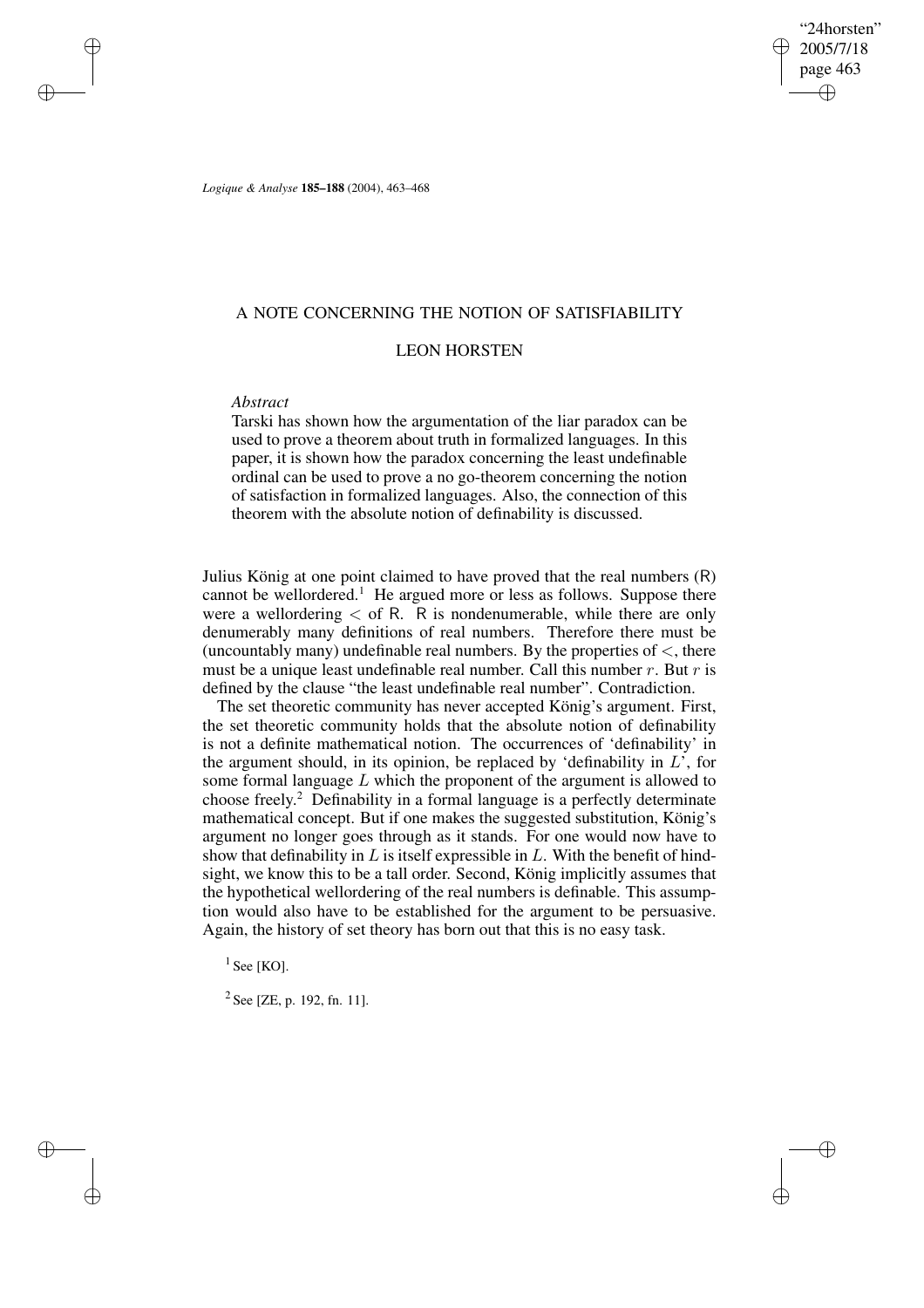# A NOTE CONCERNING THE NOTION OF SATISFIABILITY

## LEON HORSTEN

*Abstract*

Tarski has shown how the argumentation of the liar paradox can be used to prove a theorem about truth in formalized languages. In this paper, it is shown how the paradox concerning the least undefinable ordinal can be used to prove a no go-theorem concerning the notion of satisfaction in formalized languages. Also, the connection of this theorem with the absolute notion of definability is discussed.

Julius König at one point claimed to have proved that the real numbers ($\mathsf{R}$) cannot be wellordered.[1] He argued more or less as follows. Suppose there were a wellordering $<$ of $\mathsf{R}$. $\mathsf{R}$ is nondenumerable, while there are only denumerably many definitions of real numbers. Therefore there must be (uncountably many) undefinable real numbers. By the properties of $<$, there must be a unique least undefinable real number. Call this number $r$. But $r$ is defined by the clause "the least undefinable real number". Contradiction.

The set theoretic community has never accepted König's argument. First, the set theoretic community holds that the absolute notion of definability is not a definite mathematical notion. The occurrences of 'definability' in the argument should, in its opinion, be replaced by 'definability in $L$', for some formal language $L$ which the proponent of the argument is allowed to choose freely.[2] Definability in a formal language is a perfectly determinate mathematical concept. But if one makes the suggested substitution, König's argument no longer goes through as it stands. For one would now have to show that definability in $L$ is itself expressible in $L$. With the benefit of hindsight, we know this to be a tall order. Second, König implicitly assumes that the hypothetical wellordering of the real numbers is definable. This assumption would also have to be established for the argument to be persuasive. Again, the history of set theory has born out that this is no easy task.

[1] See [KO].

[2] See [ZE, p. 192, fn. 11].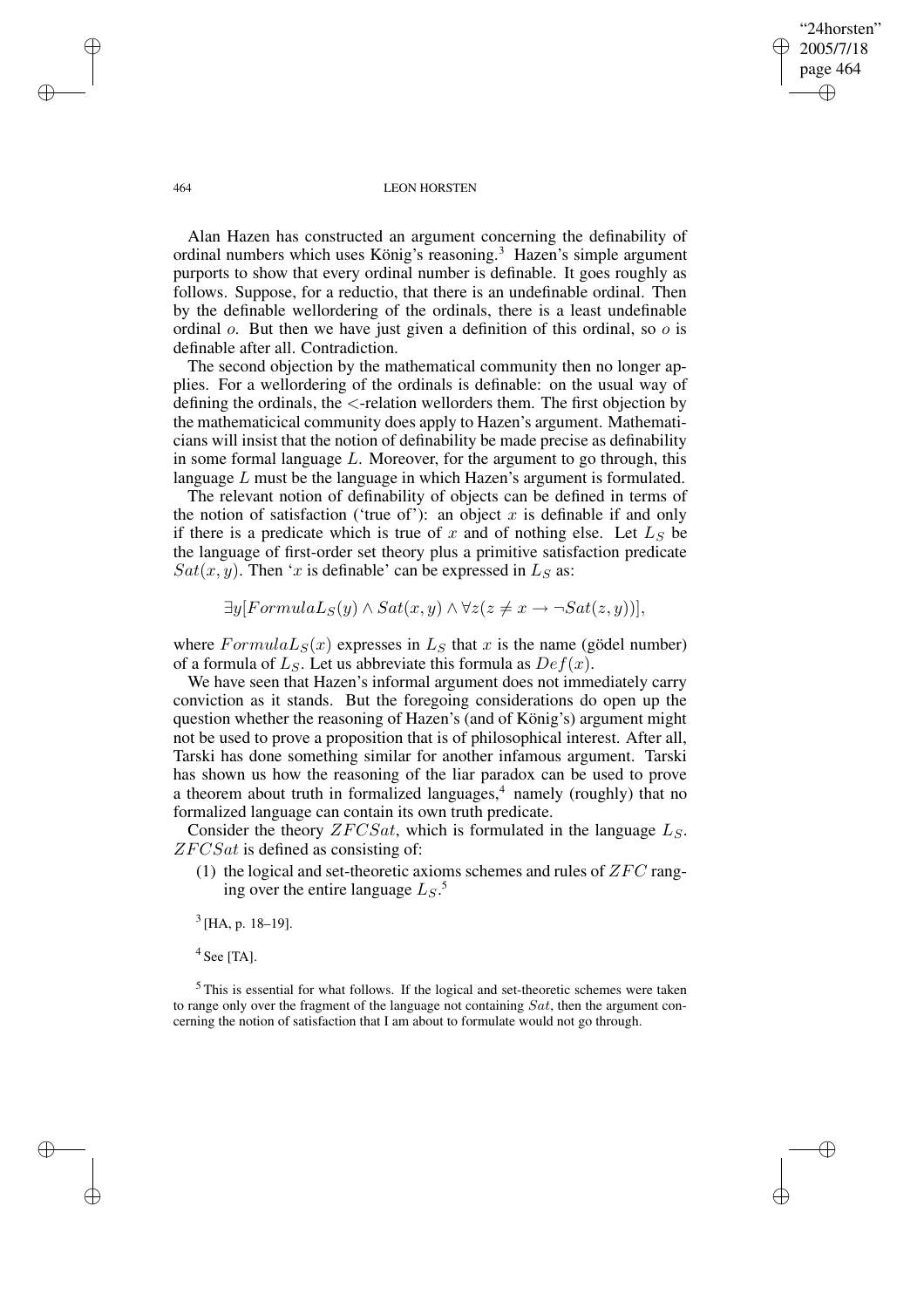Alan Hazen has constructed an argument concerning the definability of ordinal numbers which uses König's reasoning.[3] Hazen's simple argument purports to show that every ordinal number is definable. It goes roughly as follows. Suppose, for a reductio, that there is an undefinable ordinal. Then by the definable wellordering of the ordinals, there is a least undefinable ordinal $o$. But then we have just given a definition of this ordinal, so $o$ is definable after all. Contradiction.

The second objection by the mathematical community then no longer applies. For a wellordering of the ordinals is definable: on the usual way of defining the ordinals, the $<$-relation wellorders them. The first objection by the mathematicical community does apply to Hazen's argument. Mathematicians will insist that the notion of definability be made precise as definability in some formal language $L$. Moreover, for the argument to go through, this language $L$ must be the language in which Hazen's argument is formulated.

The relevant notion of definability of objects can be defined in terms of the notion of satisfaction ('true of'): an object $x$ is definable if and only if there is a predicate which is true of $x$ and of nothing else. Let $L_S$ be the language of first-order set theory plus a primitive satisfaction predicate $Sat(x, y)$. Then '$x$ is definable' can be expressed in $L_S$ as:

$$\exists y[FormulaL_S(y) \wedge Sat(x, y) \wedge \forall z(z \neq x \rightarrow \neg Sat(z, y))],$$

where $FormulaL_S(x)$ expresses in $L_S$ that $x$ is the name (gödel number) of a formula of $L_S$. Let us abbreviate this formula as $Def(x)$.

We have seen that Hazen's informal argument does not immediately carry conviction as it stands. But the foregoing considerations do open up the question whether the reasoning of Hazen's (and of König's) argument might not be used to prove a proposition that is of philosophical interest. After all, Tarski has done something similar for another infamous argument. Tarski has shown us how the reasoning of the liar paradox can be used to prove a theorem about truth in formalized languages,[4] namely (roughly) that no formalized language can contain its own truth predicate.

Consider the theory $ZFCSat$, which is formulated in the language $L_S$. $ZFCSat$ is defined as consisting of:

(1) the logical and set-theoretic axioms schemes and rules of $ZFC$ ranging over the entire language $L_S$.[5]

[3] [HA, p. 18–19].

[4] See [TA].

[5] This is essential for what follows. If the logical and set-theoretic schemes were taken to range only over the fragment of the language not containing $Sat$, then the argument concerning the notion of satisfaction that I am about to formulate would not go through.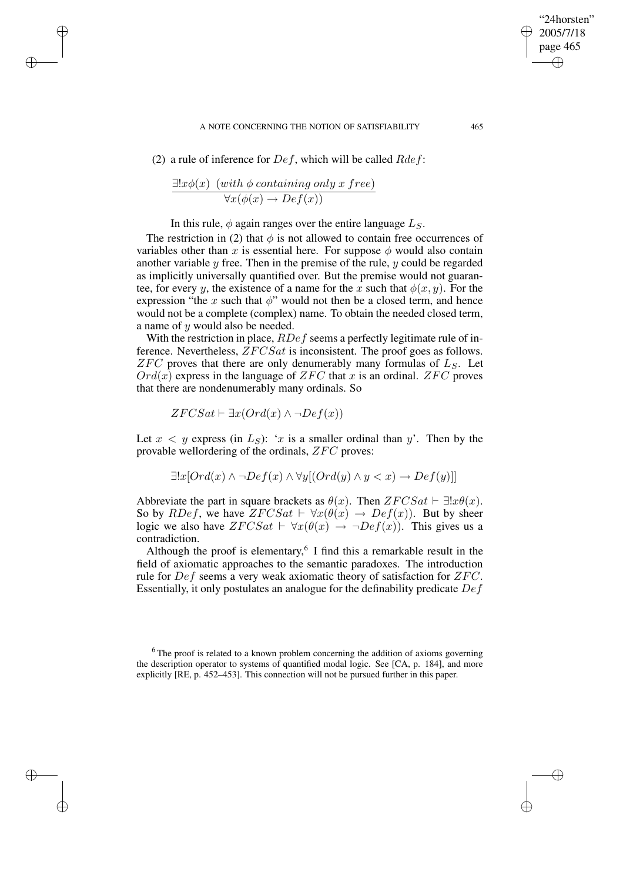(2) a rule of inference for $Def$, which will be called $Rdef$:

$$\frac{\exists! x\phi(x)\ \ (with\ \phi\ containing\ only\ x\ free)}{\forall x(\phi(x) \rightarrow Def(x))}$$

In this rule, $\phi$ again ranges over the entire language $L_S$.

The restriction in (2) that $\phi$ is not allowed to contain free occurrences of variables other than $x$ is essential here. For suppose $\phi$ would also contain another variable $y$ free. Then in the premise of the rule, $y$ could be regarded as implicitly universally quantified over. But the premise would not guarantee, for every $y$, the existence of a name for the $x$ such that $\phi(x, y)$. For the expression "the $x$ such that $\phi$" would not then be a closed term, and hence would not be a complete (complex) name. To obtain the needed closed term, a name of $y$ would also be needed.

With the restriction in place, $RDef$ seems a perfectly legitimate rule of inference. Nevertheless, $ZFCSat$ is inconsistent. The proof goes as follows. $ZFC$ proves that there are only denumerably many formulas of $L_S$. Let $Ord(x)$ express in the language of $ZFC$ that $x$ is an ordinal. $ZFC$ proves that there are nondenumerably many ordinals. So

$$ZFCSat \vdash \exists x(Ord(x) \wedge \neg Def(x))$$

Let $x < y$ express (in $L_S$): '$x$ is a smaller ordinal than $y$'. Then by the provable wellordering of the ordinals, $ZFC$ proves:

$$\exists! x[Ord(x) \wedge \neg Def(x) \wedge \forall y[(Ord(y) \wedge y < x) \rightarrow Def(y)]]$$

Abbreviate the part in square brackets as $\theta(x)$. Then $ZFCSat \vdash \exists! x\theta(x)$. So by $RDef$, we have $ZFCSat \vdash \forall x(\theta(x) \rightarrow Def(x))$. But by sheer logic we also have $ZFCSat \vdash \forall x(\theta(x) \rightarrow \neg Def(x))$. This gives us a contradiction.

Although the proof is elementary,[6] I find this a remarkable result in the field of axiomatic approaches to the semantic paradoxes. The introduction rule for $Def$ seems a very weak axiomatic theory of satisfaction for $ZFC$. Essentially, it only postulates an analogue for the definability predicate $Def$

[6] The proof is related to a known problem concerning the addition of axioms governing the description operator to systems of quantified modal logic. See [CA, p. 184], and more explicitly [RE, p. 452–453]. This connection will not be pursued further in this paper.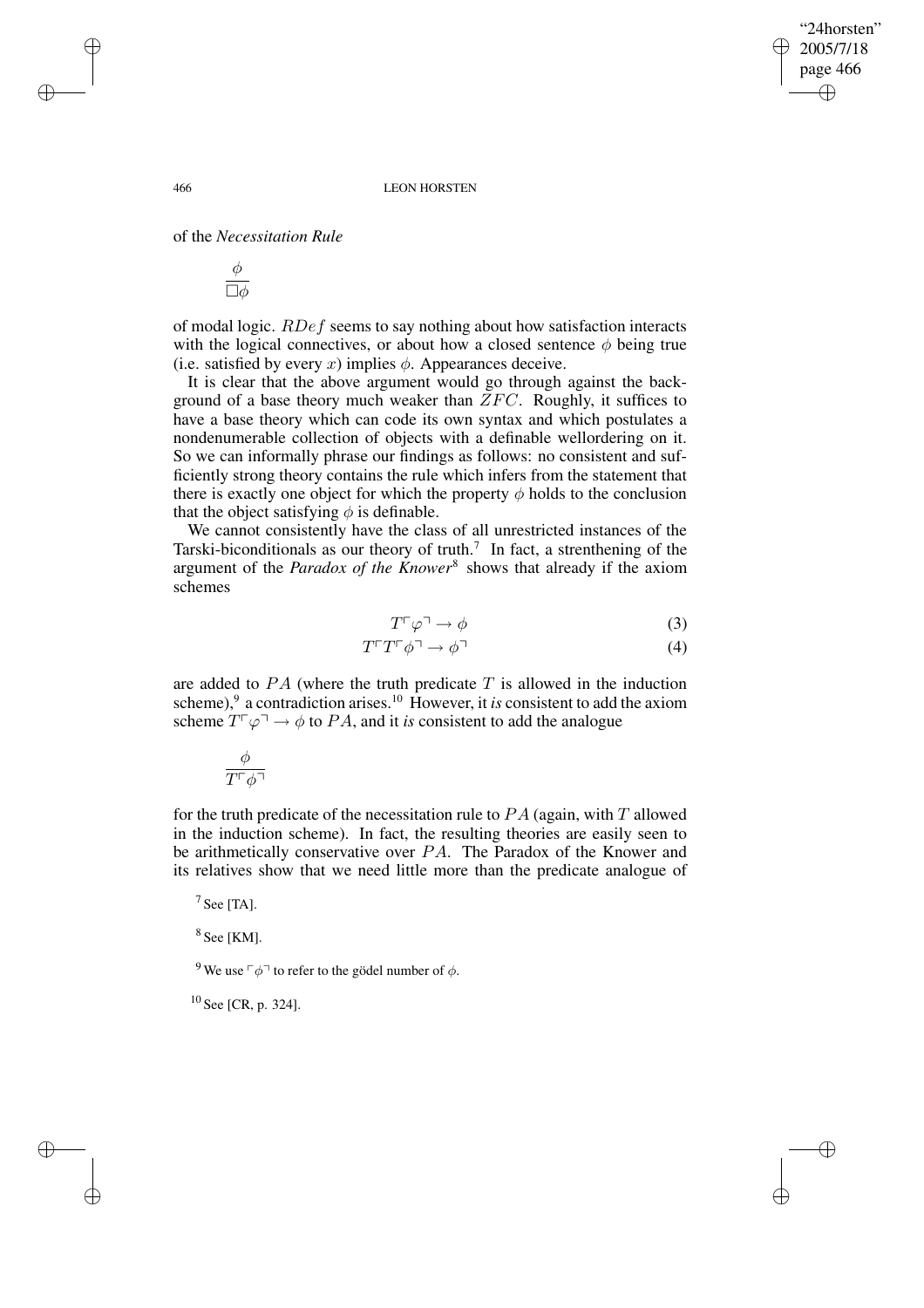of the *Necessitation Rule*

$$\frac{\phi}{\Box\phi}$$

of modal logic. $RDef$ seems to say nothing about how satisfaction interacts with the logical connectives, or about how a closed sentence $\phi$ being true (i.e. satisfied by every $x$) implies $\phi$. Appearances deceive.

It is clear that the above argument would go through against the background of a base theory much weaker than $ZFC$. Roughly, it suffices to have a base theory which can code its own syntax and which postulates a nondenumerable collection of objects with a definable wellordering on it. So we can informally phrase our findings as follows: no consistent and sufficiently strong theory contains the rule which infers from the statement that there is exactly one object for which the property $\phi$ holds to the conclusion that the object satisfying $\phi$ is definable.

We cannot consistently have the class of all unrestricted instances of the Tarski-biconditionals as our theory of truth.[7] In fact, a strenthening of the argument of the *Paradox of the Knower*[8] shows that already if the axiom schemes

$$T\ulcorner\varphi\urcorner \rightarrow \phi \tag{3}$$

$$T\ulcorner T\ulcorner\phi\urcorner \rightarrow \phi\urcorner \tag{4}$$

are added to $PA$ (where the truth predicate $T$ is allowed in the induction scheme),[9] a contradiction arises.[10] However, it *is* consistent to add the axiom scheme $T\ulcorner\varphi\urcorner \rightarrow \phi$ to $PA$, and it *is* consistent to add the analogue

$$\frac{\phi}{T\ulcorner\phi\urcorner}$$

for the truth predicate of the necessitation rule to $PA$ (again, with $T$ allowed in the induction scheme). In fact, the resulting theories are easily seen to be arithmetically conservative over $PA$. The Paradox of the Knower and its relatives show that we need little more than the predicate analogue of

[7] See [TA].

[8] See [KM].

[9] We use $\ulcorner\phi\urcorner$ to refer to the gödel number of $\phi$.

[10] See [CR, p. 324].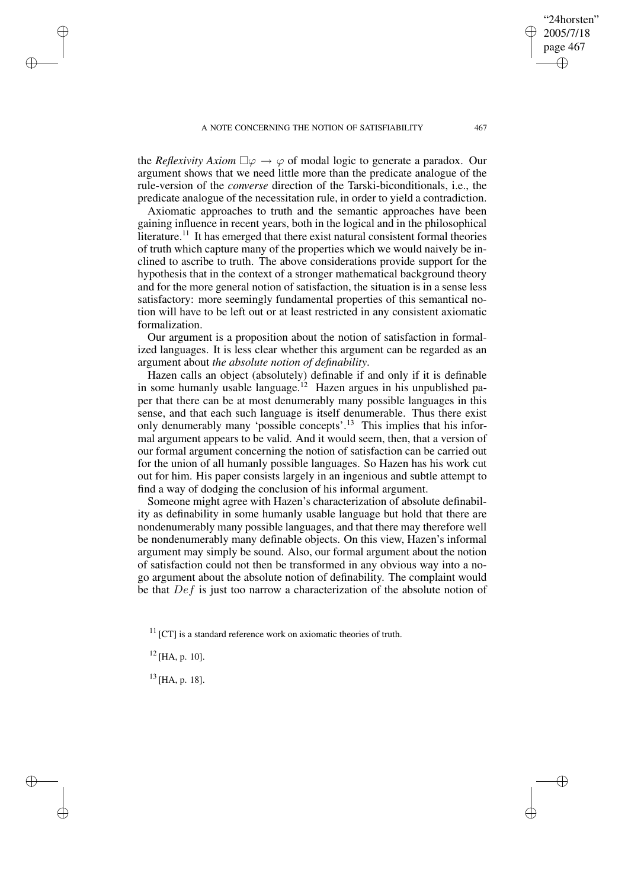the *Reflexivity Axiom* $\Box\varphi \rightarrow \varphi$ of modal logic to generate a paradox. Our argument shows that we need little more than the predicate analogue of the rule-version of the *converse* direction of the Tarski-biconditionals, i.e., the predicate analogue of the necessitation rule, in order to yield a contradiction.

Axiomatic approaches to truth and the semantic approaches have been gaining influence in recent years, both in the logical and in the philosophical literature.[11] It has emerged that there exist natural consistent formal theories of truth which capture many of the properties which we would naively be inclined to ascribe to truth. The above considerations provide support for the hypothesis that in the context of a stronger mathematical background theory and for the more general notion of satisfaction, the situation is in a sense less satisfactory: more seemingly fundamental properties of this semantical notion will have to be left out or at least restricted in any consistent axiomatic formalization.

Our argument is a proposition about the notion of satisfaction in formalized languages. It is less clear whether this argument can be regarded as an argument about *the absolute notion of definability*.

Hazen calls an object (absolutely) definable if and only if it is definable in some humanly usable language.[12] Hazen argues in his unpublished paper that there can be at most denumerably many possible languages in this sense, and that each such language is itself denumerable. Thus there exist only denumerably many 'possible concepts'.[13] This implies that his informal argument appears to be valid. And it would seem, then, that a version of our formal argument concerning the notion of satisfaction can be carried out for the union of all humanly possible languages. So Hazen has his work cut out for him. His paper consists largely in an ingenious and subtle attempt to find a way of dodging the conclusion of his informal argument.

Someone might agree with Hazen's characterization of absolute definability as definability in some humanly usable language but hold that there are nondenumerably many possible languages, and that there may therefore well be nondenumerably many definable objects. On this view, Hazen's informal argument may simply be sound. Also, our formal argument about the notion of satisfaction could not then be transformed in any obvious way into a no-go argument about the absolute notion of definability. The complaint would be that $Def$ is just too narrow a characterization of the absolute notion of

[11] [CT] is a standard reference work on axiomatic theories of truth.

[12] [HA, p. 10].

[13] [HA, p. 18].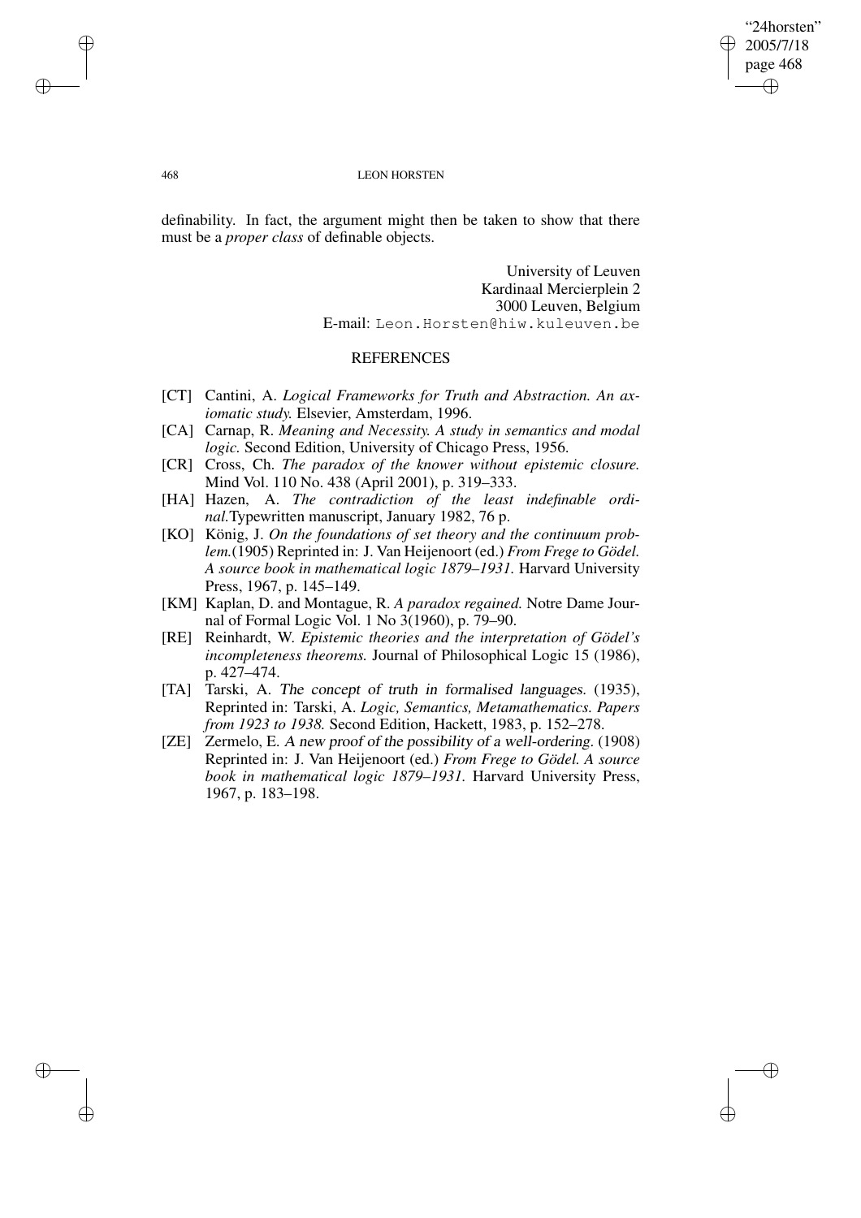definability. In fact, the argument might then be taken to show that there must be a *proper class* of definable objects.

University of Leuven
Kardinaal Mercierplein 2
3000 Leuven, Belgium
E-mail: Leon.Horsten@hiw.kuleuven.be

## REFERENCES

- [CT] Cantini, A. *Logical Frameworks for Truth and Abstraction. An axiomatic study.* Elsevier, Amsterdam, 1996.
- [CA] Carnap, R. *Meaning and Necessity. A study in semantics and modal logic.* Second Edition, University of Chicago Press, 1956.
- [CR] Cross, Ch. *The paradox of the knower without epistemic closure.* Mind Vol. 110 No. 438 (April 2001), p. 319–333.
- [HA] Hazen, A. *The contradiction of the least indefinable ordinal.* Typewritten manuscript, January 1982, 76 p.
- [KO] König, J. *On the foundations of set theory and the continuum problem.* (1905) Reprinted in: J. Van Heijenoort (ed.) *From Frege to Gödel. A source book in mathematical logic 1879–1931.* Harvard University Press, 1967, p. 145–149.
- [KM] Kaplan, D. and Montague, R. *A paradox regained.* Notre Dame Journal of Formal Logic Vol. 1 No 3(1960), p. 79–90.
- [RE] Reinhardt, W. *Epistemic theories and the interpretation of Gödel's incompleteness theorems.* Journal of Philosophical Logic 15 (1986), p. 427–474.
- [TA] Tarski, A. *The concept of truth in formalised languages.* (1935), Reprinted in: Tarski, A. *Logic, Semantics, Metamathematics. Papers from 1923 to 1938.* Second Edition, Hackett, 1983, p. 152–278.
- [ZE] Zermelo, E. *A new proof of the possibility of a well-ordering.* (1908) Reprinted in: J. Van Heijenoort (ed.) *From Frege to Gödel. A source book in mathematical logic 1879–1931.* Harvard University Press, 1967, p. 183–198.